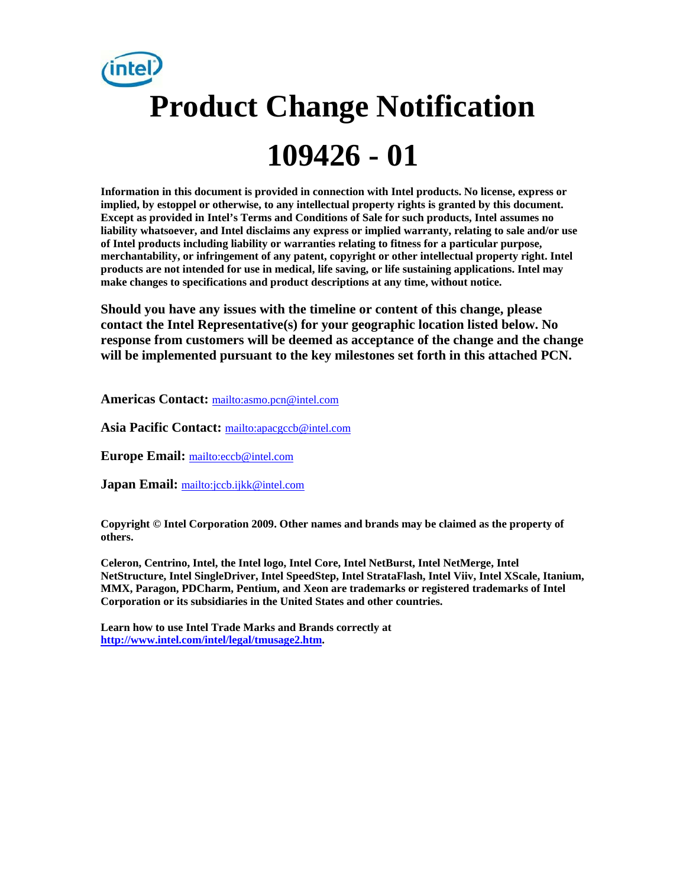# Product Change Notification

# 109426 - 01

**Information in this document is provided in connection with Intel products. No license, express or implied, by estoppel or otherwise, to any intellectual property rights is granted by this document. Except as provided in Intel's Terms and Conditions of Sale for such products, Intel assumes no liability whatsoever, and Intel disclaims any express or implied warranty, relating to sale and/or use of Intel products including liability or warranties relating to fitness for a particular purpose, merchantability, or infringement of any patent, copyright or other intellectual property right. Intel products are not intended for use in medical, life saving, or life sustaining applications. Intel may make changes to specifications and product descriptions at any time, without notice.**

**Should you have any issues with the timeline or content of this change, please contact the Intel Representative(s) for your geographic location listed below. No response from customers will be deemed as acceptance of the change and the change will be implemented pursuant to the key milestones set forth in this attached PCN.**

**Americas Contact:** mailto:asmo.pcn@intel.com

**Asia Pacific Contact:** mailto:apacgccb@intel.com

**Europe Email:** mailto:eccb@intel.com

**Japan Email:** mailto:jccb.ijkk@intel.com

**Copyright © Intel Corporation 2009. Other names and brands may be claimed as the property of others.**

**Celeron, Centrino, Intel, the Intel logo, Intel Core, Intel NetBurst, Intel NetMerge, Intel NetStructure, Intel SingleDriver, Intel SpeedStep, Intel StrataFlash, Intel Viiv, Intel XScale, Itanium, MMX, Paragon, PDCharm, Pentium, and Xeon are trademarks or registered trademarks of Intel Corporation or its subsidiaries in the United States and other countries.**

**Learn how to use Intel Trade Marks and Brands correctly at http://www.intel.com/intel/legal/tmusage2.htm.**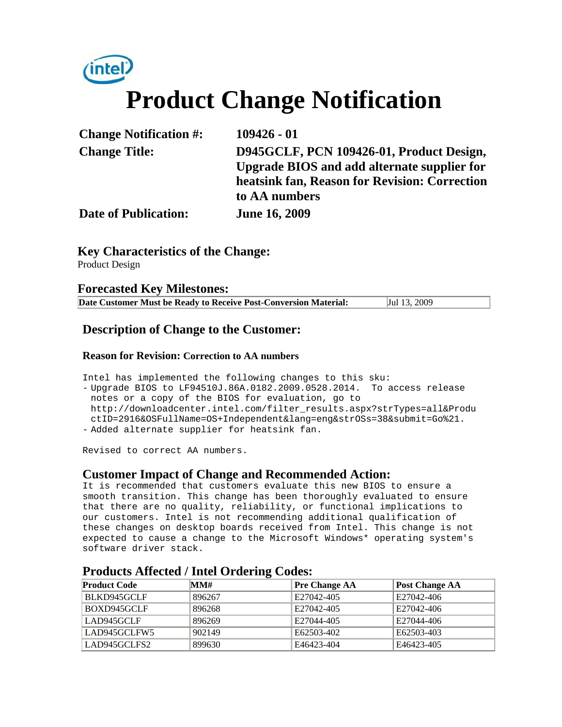intel

# Product Change Notification

| | |
|---|---|
| **Change Notification #:** | **109426 - 01** |
| **Change Title:** | **D945GCLF, PCN 109426-01, Product Design, Upgrade BIOS and add alternate supplier for heatsink fan, Reason for Revision: Correction to AA numbers** |
| **Date of Publication:** | **June 16, 2009** |

## Key Characteristics of the Change:

Product Design

## Forecasted Key Milestones:

| | |
|---|---|
| **Date Customer Must be Ready to Receive Post-Conversion Material:** | Jul 13, 2009 |

## Description of Change to the Customer:

**Reason for Revision: Correction to AA numbers**

Intel has implemented the following changes to this sku:

- Upgrade BIOS to LF94510J.86A.0182.2009.0528.2014. To access release notes or a copy of the BIOS for evaluation, go to http://downloadcenter.intel.com/filter_results.aspx?strTypes=all&ProductID=2916&OSFullName=OS+Independent&lang=eng&strOSs=38&submit=Go%21.
- Added alternate supplier for heatsink fan.

Revised to correct AA numbers.

## Customer Impact of Change and Recommended Action:

It is recommended that customers evaluate this new BIOS to ensure a smooth transition. This change has been thoroughly evaluated to ensure that there are no quality, reliability, or functional implications to our customers. Intel is not recommending additional qualification of these changes on desktop boards received from Intel. This change is not expected to cause a change to the Microsoft Windows* operating system's software driver stack.

## Products Affected / Intel Ordering Codes:

| Product Code | MM# | Pre Change AA | Post Change AA |
|---|---|---|---|
| BLKD945GCLF | 896267 | E27042-405 | E27042-406 |
| BOXD945GCLF | 896268 | E27042-405 | E27042-406 |
| LAD945GCLF | 896269 | E27044-405 | E27044-406 |
| LAD945GCLFW5 | 902149 | E62503-402 | E62503-403 |
| LAD945GCLFS2 | 899630 | E46423-404 | E46423-405 |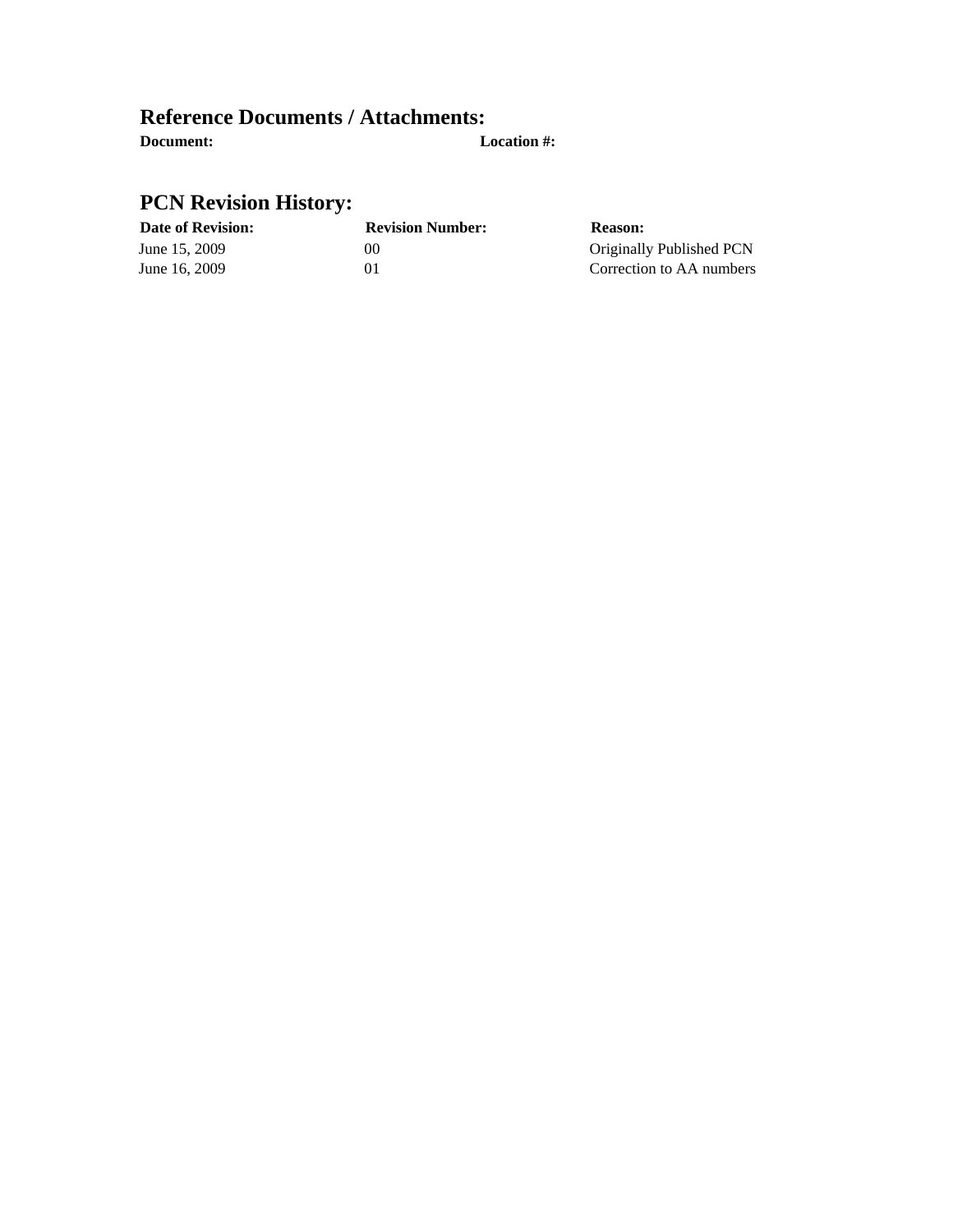## Reference Documents / Attachments:

| Document: | Location #: |
| --- | --- |

## PCN Revision History:

| Date of Revision: | Revision Number: | Reason: |
| --- | --- | --- |
| June 15, 2009 | 00 | Originally Published PCN |
| June 16, 2009 | 01 | Correction to AA numbers |